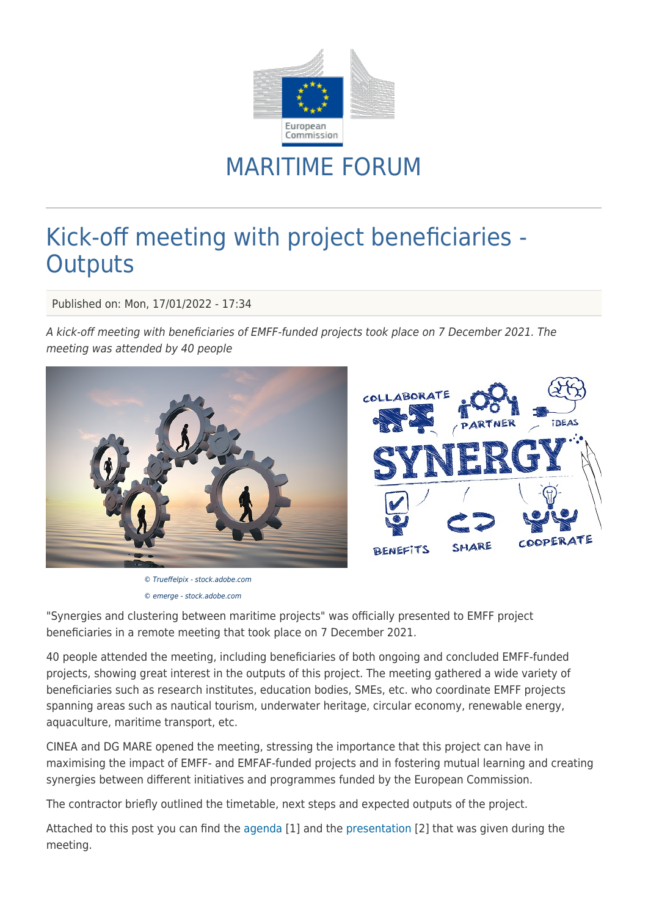# MARITIME FORUM

# Kick-off meeting with project beneficiaries - Outputs

Published on: Mon, 17/01/2022 - 17:34

*A kick-off meeting with beneficiaries of EMFF-funded projects took place on 7 December 2021. The meeting was attended by 40 people*

*© Trueffelpix - stock.adobe.com*

*© emerge - stock.adobe.com*

"Synergies and clustering between maritime projects" was officially presented to EMFF project beneficiaries in a remote meeting that took place on 7 December 2021.

40 people attended the meeting, including beneficiaries of both ongoing and concluded EMFF-funded projects, showing great interest in the outputs of this project. The meeting gathered a wide variety of beneficiaries such as research institutes, education bodies, SMEs, etc. who coordinate EMFF projects spanning areas such as nautical tourism, underwater heritage, circular economy, renewable energy, aquaculture, maritime transport, etc.

CINEA and DG MARE opened the meeting, stressing the importance that this project can have in maximising the impact of EMFF- and EMFAF-funded projects and in fostering mutual learning and creating synergies between different initiatives and programmes funded by the European Commission.

The contractor briefly outlined the timetable, next steps and expected outputs of the project.

Attached to this post you can find the agenda [1] and the presentation [2] that was given during the meeting.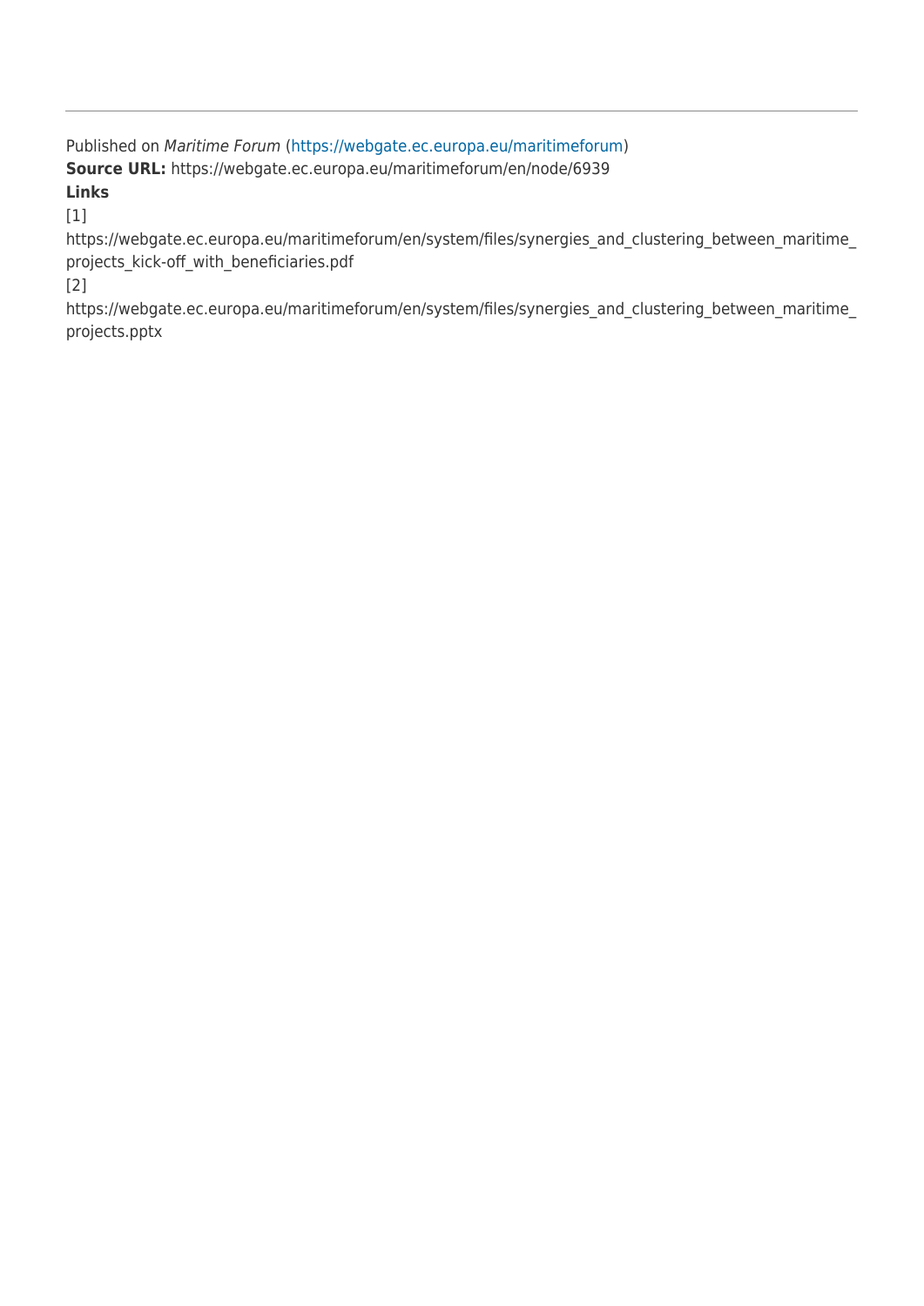Published on *Maritime Forum* (https://webgate.ec.europa.eu/maritimeforum)

**Source URL:** https://webgate.ec.europa.eu/maritimeforum/en/node/6939

**Links**

[1]
https://webgate.ec.europa.eu/maritimeforum/en/system/files/synergies_and_clustering_between_maritime_projects_kick-off_with_beneficiaries.pdf

[2]
https://webgate.ec.europa.eu/maritimeforum/en/system/files/synergies_and_clustering_between_maritime_projects.pptx